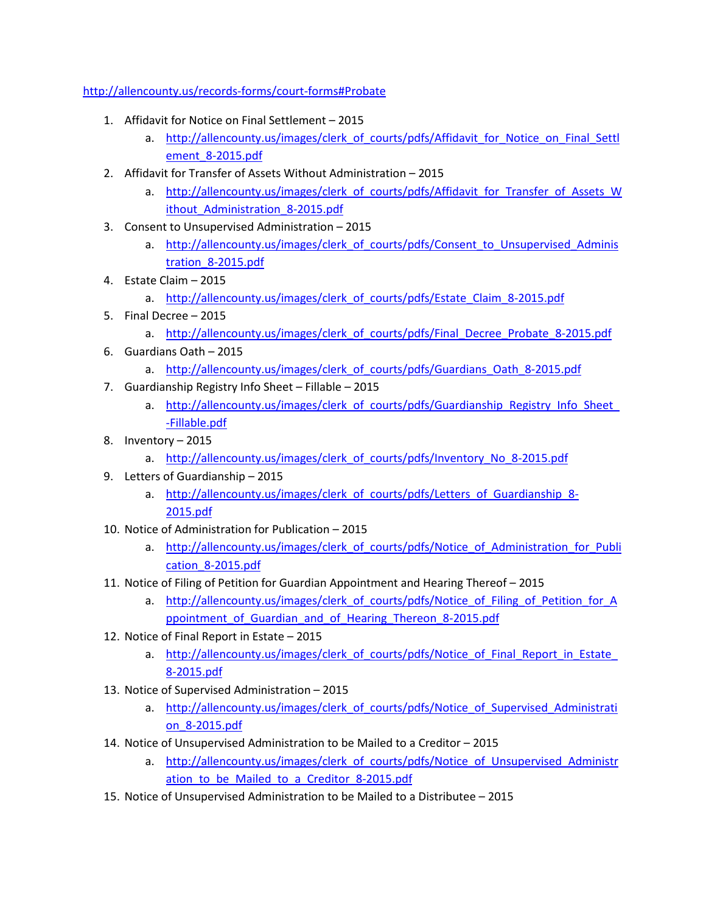http://allencounty.us/records-forms/court-forms#Probate

1. Affidavit for Notice on Final Settlement – 2015
   a. http://allencounty.us/images/clerk_of_courts/pdfs/Affidavit_for_Notice_on_Final_Settlement_8-2015.pdf
2. Affidavit for Transfer of Assets Without Administration – 2015
   a. http://allencounty.us/images/clerk_of_courts/pdfs/Affidavit_for_Transfer_of_Assets_Without_Administration_8-2015.pdf
3. Consent to Unsupervised Administration – 2015
   a. http://allencounty.us/images/clerk_of_courts/pdfs/Consent_to_Unsupervised_Administration_8-2015.pdf
4. Estate Claim – 2015
   a. http://allencounty.us/images/clerk_of_courts/pdfs/Estate_Claim_8-2015.pdf
5. Final Decree – 2015
   a. http://allencounty.us/images/clerk_of_courts/pdfs/Final_Decree_Probate_8-2015.pdf
6. Guardians Oath – 2015
   a. http://allencounty.us/images/clerk_of_courts/pdfs/Guardians_Oath_8-2015.pdf
7. Guardianship Registry Info Sheet – Fillable – 2015
   a. http://allencounty.us/images/clerk_of_courts/pdfs/Guardianship_Registry_Info_Sheet_-Fillable.pdf
8. Inventory – 2015
   a. http://allencounty.us/images/clerk_of_courts/pdfs/Inventory_No_8-2015.pdf
9. Letters of Guardianship – 2015
   a. http://allencounty.us/images/clerk_of_courts/pdfs/Letters_of_Guardianship_8-2015.pdf
10. Notice of Administration for Publication – 2015
    a. http://allencounty.us/images/clerk_of_courts/pdfs/Notice_of_Administration_for_Publication_8-2015.pdf
11. Notice of Filing of Petition for Guardian Appointment and Hearing Thereof – 2015
    a. http://allencounty.us/images/clerk_of_courts/pdfs/Notice_of_Filing_of_Petition_for_Appointment_of_Guardian_and_of_Hearing_Thereon_8-2015.pdf
12. Notice of Final Report in Estate – 2015
    a. http://allencounty.us/images/clerk_of_courts/pdfs/Notice_of_Final_Report_in_Estate_8-2015.pdf
13. Notice of Supervised Administration – 2015
    a. http://allencounty.us/images/clerk_of_courts/pdfs/Notice_of_Supervised_Administration_8-2015.pdf
14. Notice of Unsupervised Administration to be Mailed to a Creditor – 2015
    a. http://allencounty.us/images/clerk_of_courts/pdfs/Notice_of_Unsupervised_Administration_to_be_Mailed_to_a_Creditor_8-2015.pdf
15. Notice of Unsupervised Administration to be Mailed to a Distributee – 2015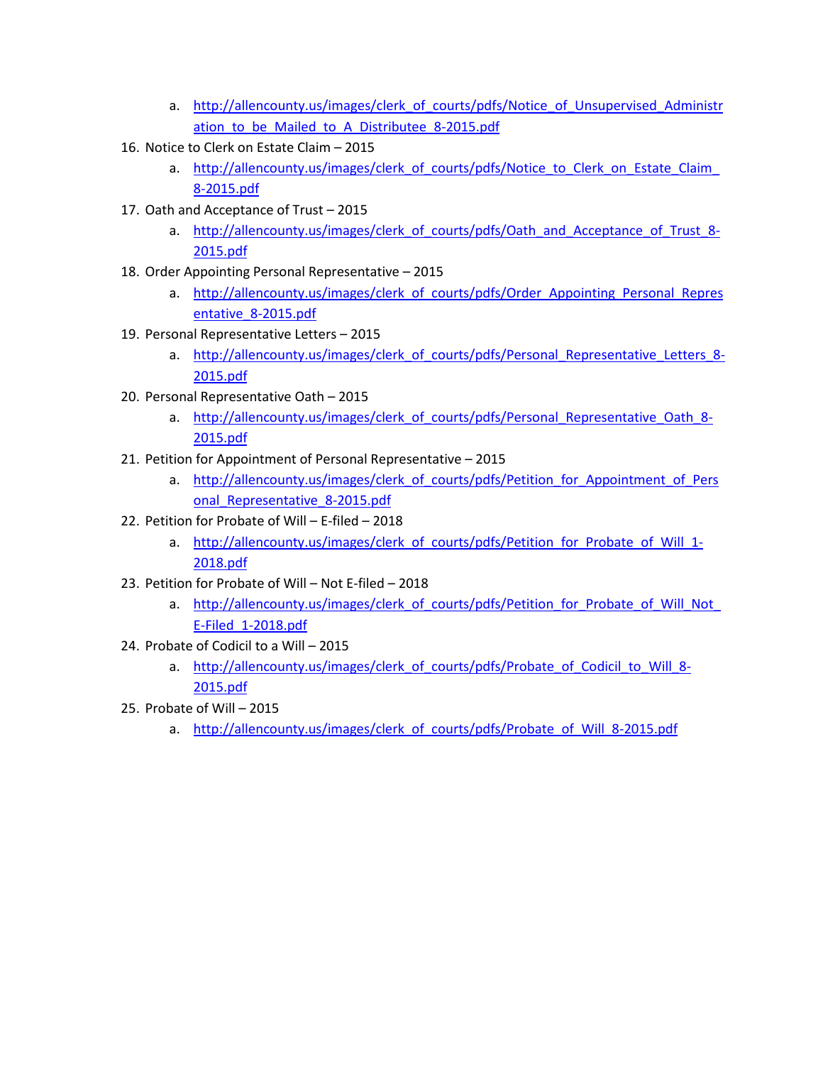a. http://allencounty.us/images/clerk_of_courts/pdfs/Notice_of_Unsupervised_Administration_to_be_Mailed_to_A_Distributee_8-2015.pdf

16. Notice to Clerk on Estate Claim – 2015
    a. http://allencounty.us/images/clerk_of_courts/pdfs/Notice_to_Clerk_on_Estate_Claim_8-2015.pdf
17. Oath and Acceptance of Trust – 2015
    a. http://allencounty.us/images/clerk_of_courts/pdfs/Oath_and_Acceptance_of_Trust_8-2015.pdf
18. Order Appointing Personal Representative – 2015
    a. http://allencounty.us/images/clerk_of_courts/pdfs/Order_Appointing_Personal_Representative_8-2015.pdf
19. Personal Representative Letters – 2015
    a. http://allencounty.us/images/clerk_of_courts/pdfs/Personal_Representative_Letters_8-2015.pdf
20. Personal Representative Oath – 2015
    a. http://allencounty.us/images/clerk_of_courts/pdfs/Personal_Representative_Oath_8-2015.pdf
21. Petition for Appointment of Personal Representative – 2015
    a. http://allencounty.us/images/clerk_of_courts/pdfs/Petition_for_Appointment_of_Personal_Representative_8-2015.pdf
22. Petition for Probate of Will – E-filed – 2018
    a. http://allencounty.us/images/clerk_of_courts/pdfs/Petition_for_Probate_of_Will_1-2018.pdf
23. Petition for Probate of Will – Not E-filed – 2018
    a. http://allencounty.us/images/clerk_of_courts/pdfs/Petition_for_Probate_of_Will_Not_E-Filed_1-2018.pdf
24. Probate of Codicil to a Will – 2015
    a. http://allencounty.us/images/clerk_of_courts/pdfs/Probate_of_Codicil_to_Will_8-2015.pdf
25. Probate of Will – 2015
    a. http://allencounty.us/images/clerk_of_courts/pdfs/Probate_of_Will_8-2015.pdf